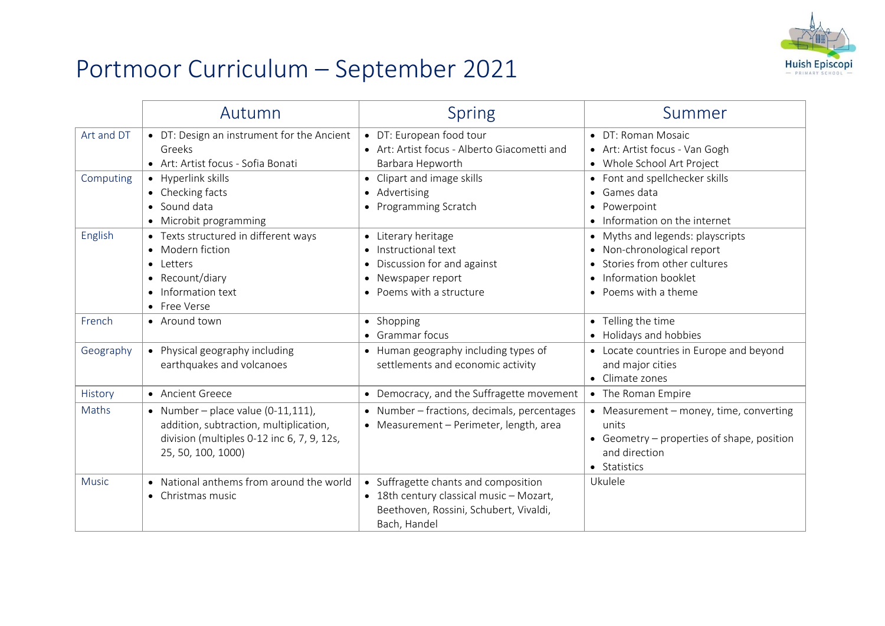# Portmoor Curriculum – September 2021

Huish Episcopi Primary School

| | Autumn | Spring | Summer |
|---|---|---|---|
| Art and DT | • DT: Design an instrument for the Ancient Greeks<br>• Art: Artist focus - Sofia Bonati | • DT: European food tour<br>• Art: Artist focus - Alberto Giacometti and Barbara Hepworth | • DT: Roman Mosaic<br>• Art: Artist focus - Van Gogh<br>• Whole School Art Project |
| Computing | • Hyperlink skills<br>• Checking facts<br>• Sound data<br>• Microbit programming | • Clipart and image skills<br>• Advertising<br>• Programming Scratch | • Font and spellchecker skills<br>• Games data<br>• Powerpoint<br>• Information on the internet |
| English | • Texts structured in different ways<br>• Modern fiction<br>• Letters<br>• Recount/diary<br>• Information text<br>• Free Verse | • Literary heritage<br>• Instructional text<br>• Discussion for and against<br>• Newspaper report<br>• Poems with a structure | • Myths and legends: playscripts<br>• Non-chronological report<br>• Stories from other cultures<br>• Information booklet<br>• Poems with a theme |
| French | • Around town | • Shopping<br>• Grammar focus | • Telling the time<br>• Holidays and hobbies |
| Geography | • Physical geography including earthquakes and volcanoes | • Human geography including types of settlements and economic activity | • Locate countries in Europe and beyond and major cities<br>• Climate zones |
| History | • Ancient Greece | • Democracy, and the Suffragette movement | • The Roman Empire |
| Maths | • Number – place value (0-11,111), addition, subtraction, multiplication, division (multiples 0-12 inc 6, 7, 9, 12s, 25, 50, 100, 1000) | • Number – fractions, decimals, percentages<br>• Measurement – Perimeter, length, area | • Measurement – money, time, converting units<br>• Geometry – properties of shape, position and direction<br>• Statistics |
| Music | • National anthems from around the world<br>• Christmas music | • Suffragette chants and composition<br>• 18th century classical music – Mozart, Beethoven, Rossini, Schubert, Vivaldi, Bach, Handel | Ukulele |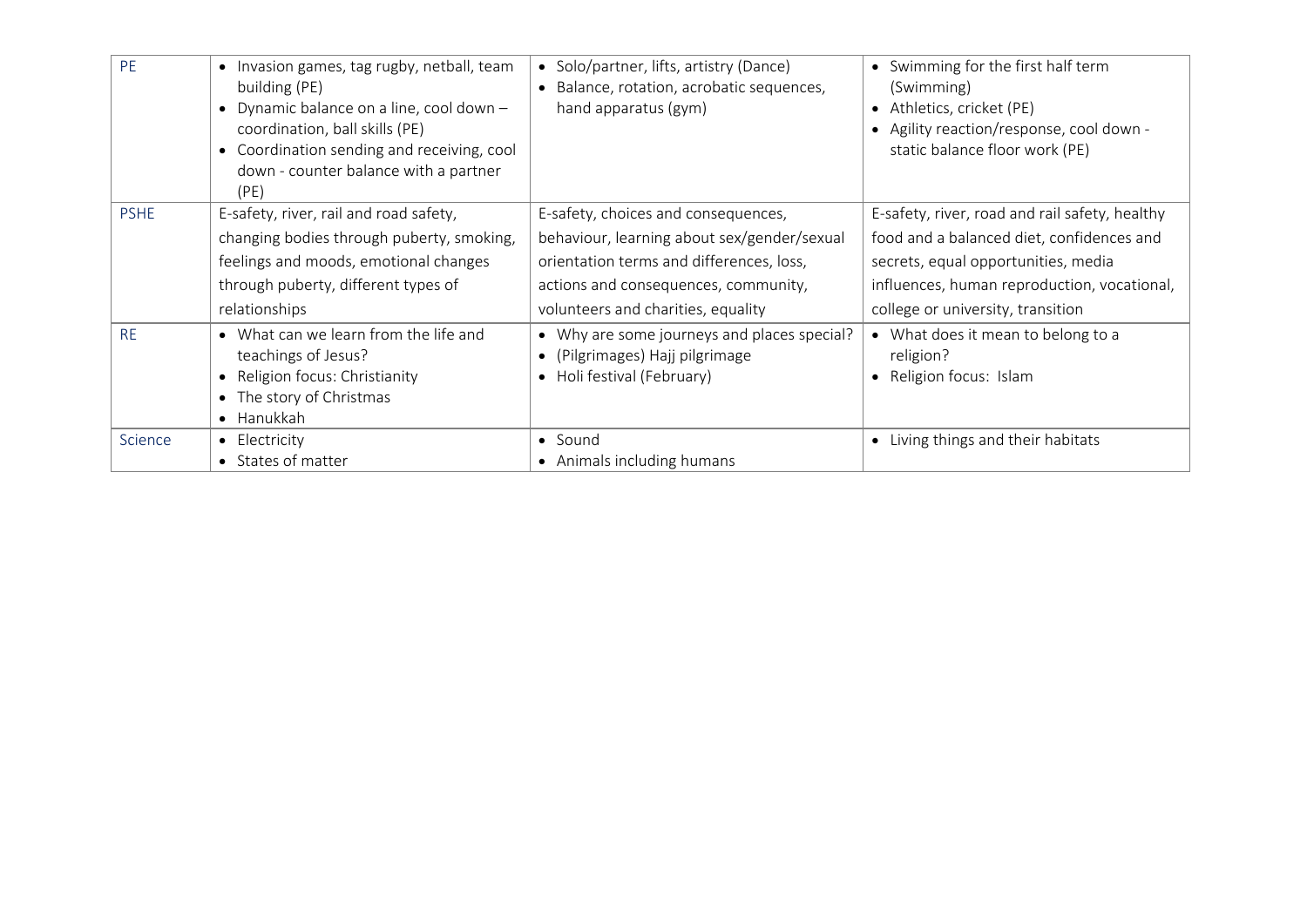| | | | |
|---|---|---|---|
| PE | • Invasion games, tag rugby, netball, team building (PE)<br>• Dynamic balance on a line, cool down – coordination, ball skills (PE)<br>• Coordination sending and receiving, cool down - counter balance with a partner (PE) | • Solo/partner, lifts, artistry (Dance)<br>• Balance, rotation, acrobatic sequences, hand apparatus (gym) | • Swimming for the first half term (Swimming)<br>• Athletics, cricket (PE)<br>• Agility reaction/response, cool down - static balance floor work (PE) |
| PSHE | E-safety, river, rail and road safety, changing bodies through puberty, smoking, feelings and moods, emotional changes through puberty, different types of relationships | E-safety, choices and consequences, behaviour, learning about sex/gender/sexual orientation terms and differences, loss, actions and consequences, community, volunteers and charities, equality | E-safety, river, road and rail safety, healthy food and a balanced diet, confidences and secrets, equal opportunities, media influences, human reproduction, vocational, college or university, transition |
| RE | • What can we learn from the life and teachings of Jesus?<br>• Religion focus: Christianity<br>• The story of Christmas<br>• Hanukkah | • Why are some journeys and places special?<br>• (Pilgrimages) Hajj pilgrimage<br>• Holi festival (February) | • What does it mean to belong to a religion?<br>• Religion focus: Islam |
| Science | • Electricity<br>• States of matter | • Sound<br>• Animals including humans | • Living things and their habitats |